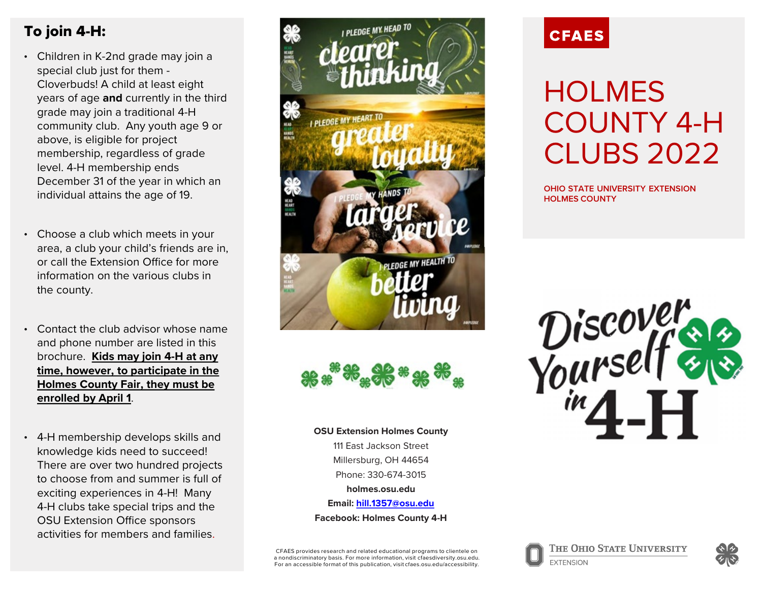## To join 4-H:

- Children in K-2nd grade may join a special club just for them - Cloverbuds! A child at least eight years of age **and** currently in the third grade may join a traditional 4-H community club. Any youth age 9 or above, is eligible for project membership, regardless of grade level. 4-H membership ends December 31 of the year in which an individual attains the age of 19.

- Choose a club which meets in your area, a club your child's friends are in, or call the Extension Office for more information on the various clubs in the county.

- Contact the club advisor whose name and phone number are listed in this brochure. **Kids may join 4-H at any time, however, to participate in the Holmes County Fair, they must be enrolled by April 1**.

- 4-H membership develops skills and knowledge kids need to succeed! There are over two hundred projects to choose from and summer is full of exciting experiences in 4-H! Many 4-H clubs take special trips and the OSU Extension Office sponsors activities for members and families.

I PLEDGE MY HEAD TO clearer thinking

I PLEDGE MY HEART TO greater loyalty

I PLEDGE MY HANDS TO larger service

I PLEDGE MY HEALTH TO better living

**OSU Extension Holmes County**
111 East Jackson Street
Millersburg, OH 44654
Phone: 330-674-3015
**holmes.osu.edu**
**Email: hill.1357@osu.edu**
**Facebook: Holmes County 4-H**

CFAES provides research and related educational programs to clientele on a nondiscriminatory basis. For more information, visit cfaesdiversity.osu.edu. For an accessible format of this publication, visit cfaes.osu.edu/accessibility.

CFAES

# HOLMES COUNTY 4-H CLUBS 2022

OHIO STATE UNIVERSITY EXTENSION
HOLMES COUNTY

Discover Yourself in 4-H

The Ohio State University
EXTENSION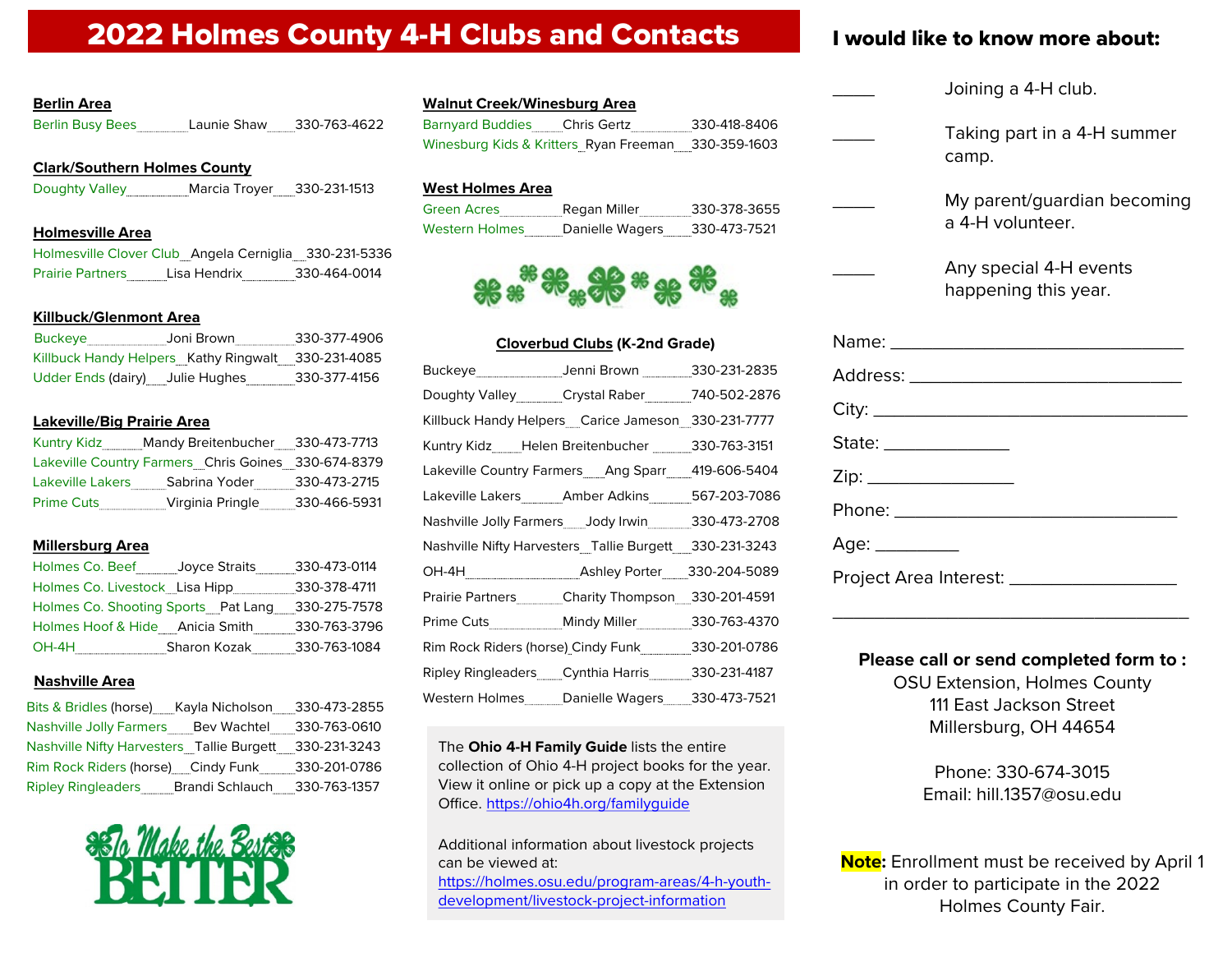# 2022 Holmes County 4-H Clubs and Contacts

**Berlin Area**

| | | |
|---|---|---|
| Berlin Busy Bees | Launie Shaw | 330-763-4622 |

**Clark/Southern Holmes County**

| | | |
|---|---|---|
| Doughty Valley | Marcia Troyer | 330-231-1513 |

**Holmesville Area**

| | | |
|---|---|---|
| Holmesville Clover Club | Angela Cerniglia | 330-231-5336 |
| Prairie Partners | Lisa Hendrix | 330-464-0014 |

**Killbuck/Glenmont Area**

| | | |
|---|---|---|
| Buckeye | Joni Brown | 330-377-4906 |
| Killbuck Handy Helpers | Kathy Ringwalt | 330-231-4085 |
| Udder Ends (dairy) | Julie Hughes | 330-377-4156 |

**Lakeville/Big Prairie Area**

| | | |
|---|---|---|
| Kuntry Kidz | Mandy Breitenbucher | 330-473-7713 |
| Lakeville Country Farmers | Chris Goines | 330-674-8379 |
| Lakeville Lakers | Sabrina Yoder | 330-473-2715 |
| Prime Cuts | Virginia Pringle | 330-466-5931 |

**Millersburg Area**

| | | |
|---|---|---|
| Holmes Co. Beef | Joyce Straits | 330-473-0114 |
| Holmes Co. Livestock | Lisa Hipp | 330-378-4711 |
| Holmes Co. Shooting Sports | Pat Lang | 330-275-7578 |
| Holmes Hoof & Hide | Anicia Smith | 330-763-3796 |
| OH-4H | Sharon Kozak | 330-763-1084 |

**Nashville Area**

| | | |
|---|---|---|
| Bits & Bridles (horse) | Kayla Nicholson | 330-473-2855 |
| Nashville Jolly Farmers | Bev Wachtel | 330-763-0610 |
| Nashville Nifty Harvesters | Tallie Burgett | 330-231-3243 |
| Rim Rock Riders (horse) | Cindy Funk | 330-201-0786 |
| Ripley Ringleaders | Brandi Schlauch | 330-763-1357 |

To Make the Best BETTER

**Walnut Creek/Winesburg Area**

| | | |
|---|---|---|
| Barnyard Buddies | Chris Gertz | 330-418-8406 |
| Winesburg Kids & Kritters | Ryan Freeman | 330-359-1603 |

**West Holmes Area**

| | | |
|---|---|---|
| Green Acres | Regan Miller | 330-378-3655 |
| Western Holmes | Danielle Wagers | 330-473-7521 |

**Cloverbud Clubs (K-2nd Grade)**

| | | |
|---|---|---|
| Buckeye | Jenni Brown | 330-231-2835 |
| Doughty Valley | Crystal Raber | 740-502-2876 |
| Killbuck Handy Helpers | Carice Jameson | 330-231-7777 |
| Kuntry Kidz | Helen Breitenbucher | 330-763-3151 |
| Lakeville Country Farmers | Ang Sparr | 419-606-5404 |
| Lakeville Lakers | Amber Adkins | 567-203-7086 |
| Nashville Jolly Farmers | Jody Irwin | 330-473-2708 |
| Nashville Nifty Harvesters | Tallie Burgett | 330-231-3243 |
| OH-4H | Ashley Porter | 330-204-5089 |
| Prairie Partners | Charity Thompson | 330-201-4591 |
| Prime Cuts | Mindy Miller | 330-763-4370 |
| Rim Rock Riders (horse) | Cindy Funk | 330-201-0786 |
| Ripley Ringleaders | Cynthia Harris | 330-231-4187 |
| Western Holmes | Danielle Wagers | 330-473-7521 |

The **Ohio 4-H Family Guide** lists the entire collection of Ohio 4-H project books for the year. View it online or pick up a copy at the Extension Office. https://ohio4h.org/familyguide

Additional information about livestock projects can be viewed at: https://holmes.osu.edu/program-areas/4-h-youth-development/livestock-project-information

## I would like to know more about:

_____ Joining a 4-H club.

_____ Taking part in a 4-H summer camp.

_____ My parent/guardian becoming a 4-H volunteer.

_____ Any special 4-H events happening this year.

Name: ______________________________

Address: ____________________________

City: ________________________________

State: _____________

Zip: _______________

Phone: ______________________________

Age: _________

Project Area Interest: _________________

____________________________________

**Please call or send completed form to :**
OSU Extension, Holmes County
111 East Jackson Street
Millersburg, OH 44654

Phone: 330-674-3015
Email: hill.1357@osu.edu

**Note:** Enrollment must be received by April 1 in order to participate in the 2022 Holmes County Fair.